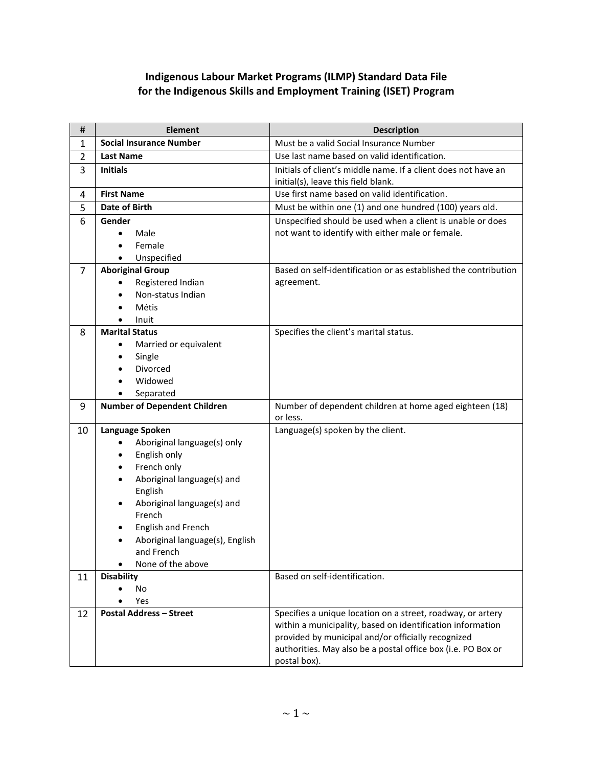# Indigenous Labour Market Programs (ILMP) Standard Data File for the Indigenous Skills and Employment Training (ISET) Program

| # | Element | Description |
|---|---|---|
| 1 | **Social Insurance Number** | Must be a valid Social Insurance Number |
| 2 | **Last Name** | Use last name based on valid identification. |
| 3 | **Initials** | Initials of client's middle name. If a client does not have an initial(s), leave this field blank. |
| 4 | **First Name** | Use first name based on valid identification. |
| 5 | **Date of Birth** | Must be within one (1) and one hundred (100) years old. |
| 6 | **Gender**<br>• Male<br>• Female<br>• Unspecified | Unspecified should be used when a client is unable or does not want to identify with either male or female. |
| 7 | **Aboriginal Group**<br>• Registered Indian<br>• Non-status Indian<br>• Métis<br>• Inuit | Based on self-identification or as established the contribution agreement. |
| 8 | **Marital Status**<br>• Married or equivalent<br>• Single<br>• Divorced<br>• Widowed<br>• Separated | Specifies the client's marital status. |
| 9 | **Number of Dependent Children** | Number of dependent children at home aged eighteen (18) or less. |
| 10 | **Language Spoken**<br>• Aboriginal language(s) only<br>• English only<br>• French only<br>• Aboriginal language(s) and English<br>• Aboriginal language(s) and French<br>• English and French<br>• Aboriginal language(s), English and French<br>• None of the above | Language(s) spoken by the client. |
| 11 | **Disability**<br>• No<br>• Yes | Based on self-identification. |
| 12 | **Postal Address – Street** | Specifies a unique location on a street, roadway, or artery within a municipality, based on identification information provided by municipal and/or officially recognized authorities. May also be a postal office box (i.e. PO Box or postal box). |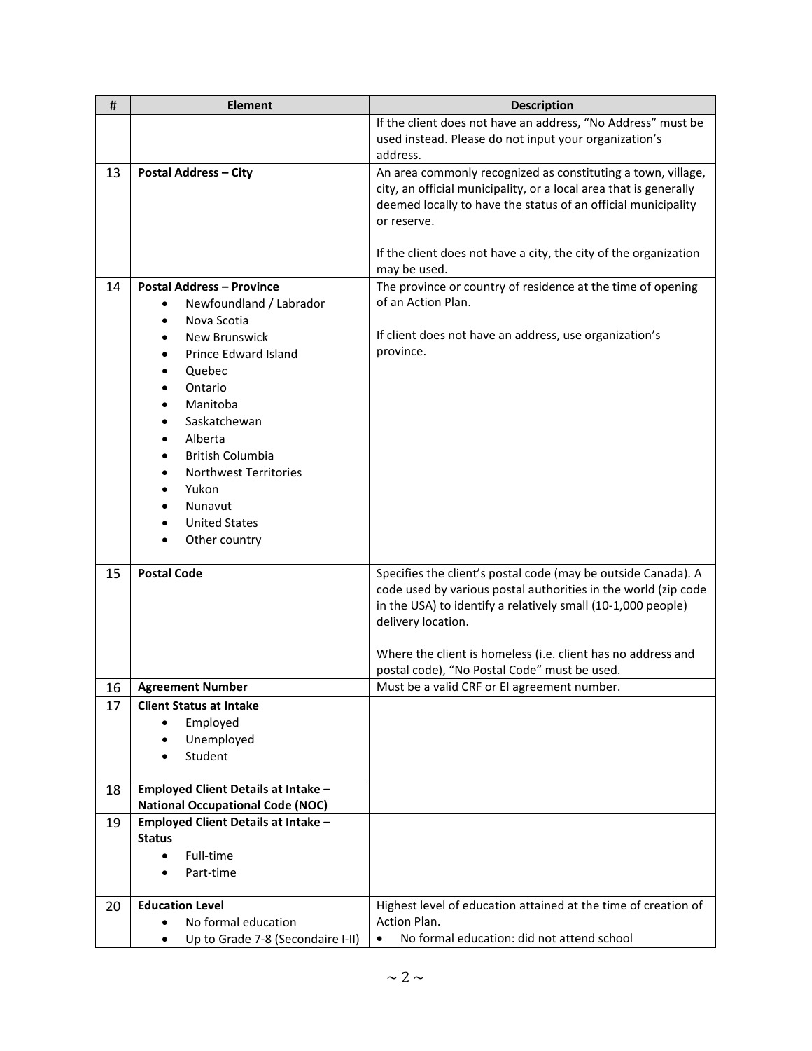| # | Element | Description |
| --- | --- | --- |
| | | If the client does not have an address, “No Address” must be used instead. Please do not input your organization’s address. |
| 13 | **Postal Address – City** | An area commonly recognized as constituting a town, village, city, an official municipality, or a local area that is generally deemed locally to have the status of an official municipality or reserve.<br><br>If the client does not have a city, the city of the organization may be used. |
| 14 | **Postal Address – Province**<br>• Newfoundland / Labrador<br>• Nova Scotia<br>• New Brunswick<br>• Prince Edward Island<br>• Quebec<br>• Ontario<br>• Manitoba<br>• Saskatchewan<br>• Alberta<br>• British Columbia<br>• Northwest Territories<br>• Yukon<br>• Nunavut<br>• United States<br>• Other country | The province or country of residence at the time of opening of an Action Plan.<br><br>If client does not have an address, use organization’s province. |
| 15 | **Postal Code** | Specifies the client’s postal code (may be outside Canada). A code used by various postal authorities in the world (zip code in the USA) to identify a relatively small (10-1,000 people) delivery location.<br><br>Where the client is homeless (i.e. client has no address and postal code), “No Postal Code” must be used. |
| 16 | **Agreement Number** | Must be a valid CRF or EI agreement number. |
| 17 | **Client Status at Intake**<br>• Employed<br>• Unemployed<br>• Student | |
| 18 | **Employed Client Details at Intake – National Occupational Code (NOC)** | |
| 19 | **Employed Client Details at Intake – Status**<br>• Full-time<br>• Part-time | |
| 20 | **Education Level**<br>• No formal education<br>• Up to Grade 7-8 (Secondaire I-II) | Highest level of education attained at the time of creation of Action Plan.<br>• No formal education: did not attend school |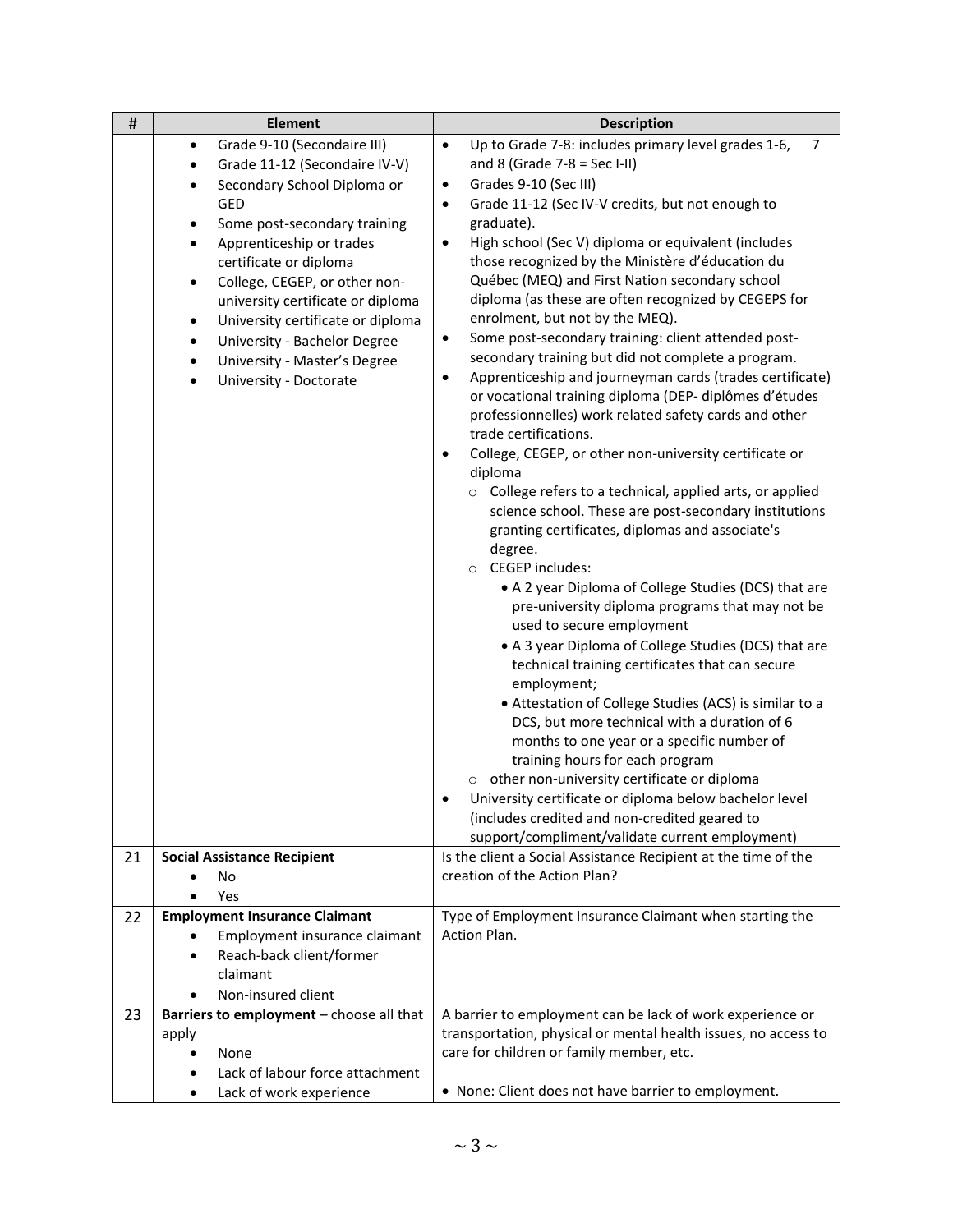| # | Element | Description |
|---|---|---|
| | • Grade 9-10 (Secondaire III)<br>• Grade 11-12 (Secondaire IV-V)<br>• Secondary School Diploma or GED<br>• Some post-secondary training<br>• Apprenticeship or trades certificate or diploma<br>• College, CEGEP, or other non-university certificate or diploma<br>• University certificate or diploma<br>• University - Bachelor Degree<br>• University - Master's Degree<br>• University - Doctorate | • Up to Grade 7-8: includes primary level grades 1-6, 7 and 8 (Grade 7-8 = Sec I-II)<br>• Grades 9-10 (Sec III)<br>• Grade 11-12 (Sec IV-V credits, but not enough to graduate).<br>• High school (Sec V) diploma or equivalent (includes those recognized by the Ministère d'éducation du Québec (MEQ) and First Nation secondary school diploma (as these are often recognized by CEGEPS for enrolment, but not by the MEQ).<br>• Some post-secondary training: client attended post-secondary training but did not complete a program.<br>• Apprenticeship and journeyman cards (trades certificate) or vocational training diploma (DEP- diplômes d'études professionnelles) work related safety cards and other trade certifications.<br>• College, CEGEP, or other non-university certificate or diploma<br>&nbsp;&nbsp;○ College refers to a technical, applied arts, or applied science school. These are post-secondary institutions granting certificates, diplomas and associate's degree.<br>&nbsp;&nbsp;○ CEGEP includes:<br>&nbsp;&nbsp;&nbsp;&nbsp;• A 2 year Diploma of College Studies (DCS) that are pre-university diploma programs that may not be used to secure employment<br>&nbsp;&nbsp;&nbsp;&nbsp;• A 3 year Diploma of College Studies (DCS) that are technical training certificates that can secure employment;<br>&nbsp;&nbsp;&nbsp;&nbsp;• Attestation of College Studies (ACS) is similar to a DCS, but more technical with a duration of 6 months to one year or a specific number of training hours for each program<br>&nbsp;&nbsp;○ other non-university certificate or diploma<br>• University certificate or diploma below bachelor level (includes credited and non-credited geared to support/compliment/validate current employment) |
| 21 | **Social Assistance Recipient**<br>• No<br>• Yes | Is the client a Social Assistance Recipient at the time of the creation of the Action Plan? |
| 22 | **Employment Insurance Claimant**<br>• Employment insurance claimant<br>• Reach-back client/former claimant<br>• Non-insured client | Type of Employment Insurance Claimant when starting the Action Plan. |
| 23 | **Barriers to employment** – choose all that apply<br>• None<br>• Lack of labour force attachment<br>• Lack of work experience | A barrier to employment can be lack of work experience or transportation, physical or mental health issues, no access to care for children or family member, etc.<br><br>• None: Client does not have barrier to employment. |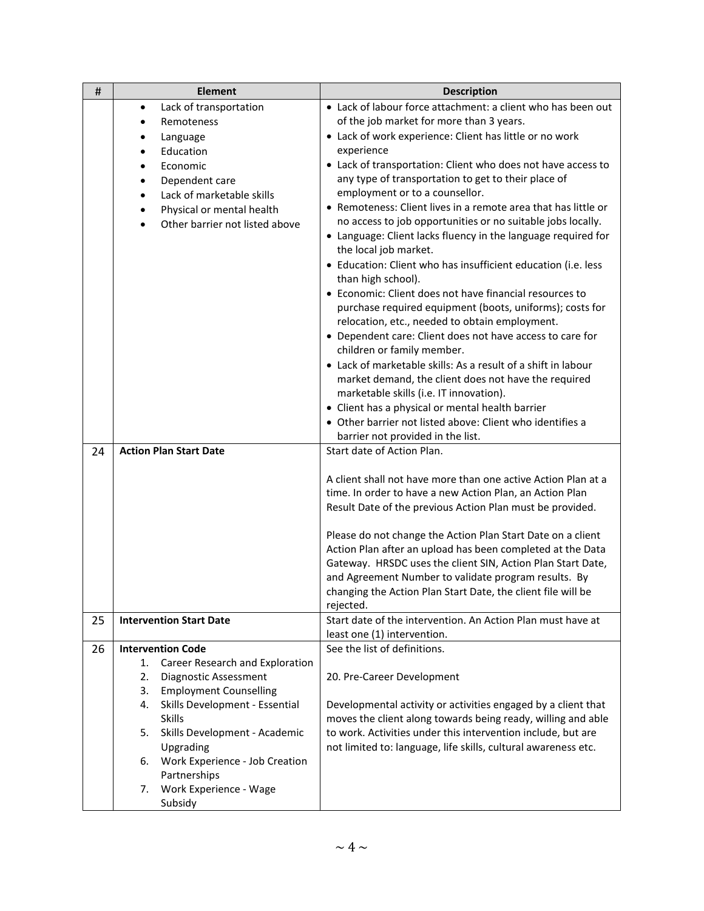| # | Element | Description |
|---|---|---|
| | • Lack of transportation<br>• Remoteness<br>• Language<br>• Education<br>• Economic<br>• Dependent care<br>• Lack of marketable skills<br>• Physical or mental health<br>• Other barrier not listed above | • Lack of labour force attachment: a client who has been out of the job market for more than 3 years.<br>• Lack of work experience: Client has little or no work experience<br>• Lack of transportation: Client who does not have access to any type of transportation to get to their place of employment or to a counsellor.<br>• Remoteness: Client lives in a remote area that has little or no access to job opportunities or no suitable jobs locally.<br>• Language: Client lacks fluency in the language required for the local job market.<br>• Education: Client who has insufficient education (i.e. less than high school).<br>• Economic: Client does not have financial resources to purchase required equipment (boots, uniforms); costs for relocation, etc., needed to obtain employment.<br>• Dependent care: Client does not have access to care for children or family member.<br>• Lack of marketable skills: As a result of a shift in labour market demand, the client does not have the required marketable skills (i.e. IT innovation).<br>• Client has a physical or mental health barrier<br>• Other barrier not listed above: Client who identifies a barrier not provided in the list. |
| 24 | **Action Plan Start Date** | Start date of Action Plan.<br><br>A client shall not have more than one active Action Plan at a time. In order to have a new Action Plan, an Action Plan Result Date of the previous Action Plan must be provided.<br><br>Please do not change the Action Plan Start Date on a client Action Plan after an upload has been completed at the Data Gateway. HRSDC uses the client SIN, Action Plan Start Date, and Agreement Number to validate program results. By changing the Action Plan Start Date, the client file will be rejected. |
| 25 | **Intervention Start Date** | Start date of the intervention. An Action Plan must have at least one (1) intervention. |
| 26 | **Intervention Code**<br>1. Career Research and Exploration<br>2. Diagnostic Assessment<br>3. Employment Counselling<br>4. Skills Development - Essential Skills<br>5. Skills Development - Academic Upgrading<br>6. Work Experience - Job Creation Partnerships<br>7. Work Experience - Wage Subsidy | See the list of definitions.<br><br>20. Pre-Career Development<br><br>Developmental activity or activities engaged by a client that moves the client along towards being ready, willing and able to work. Activities under this intervention include, but are not limited to: language, life skills, cultural awareness etc. |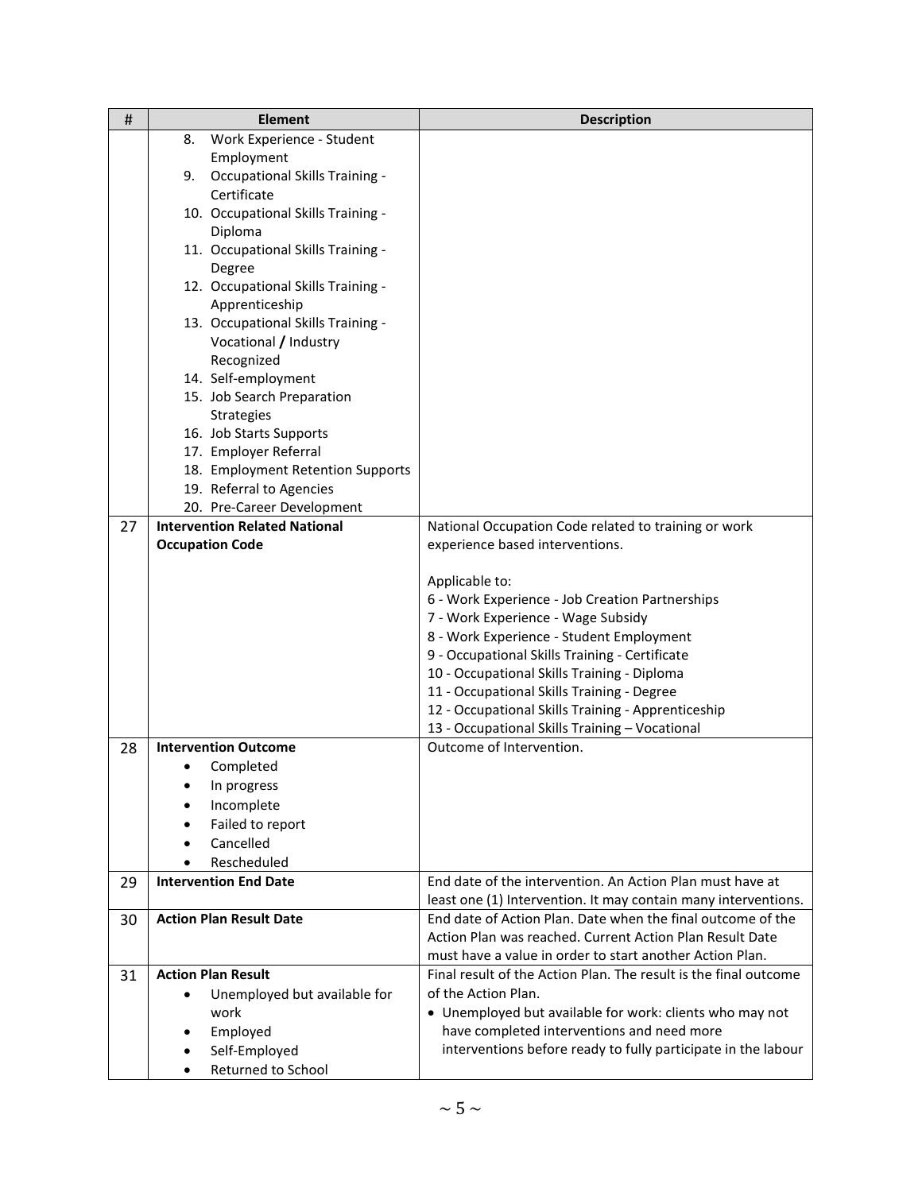| # | Element | Description |
|---|---|---|
| | 8. Work Experience - Student Employment<br>9. Occupational Skills Training - Certificate<br>10. Occupational Skills Training - Diploma<br>11. Occupational Skills Training - Degree<br>12. Occupational Skills Training - Apprenticeship<br>13. Occupational Skills Training - Vocational / Industry Recognized<br>14. Self-employment<br>15. Job Search Preparation Strategies<br>16. Job Starts Supports<br>17. Employer Referral<br>18. Employment Retention Supports<br>19. Referral to Agencies<br>20. Pre-Career Development | |
| 27 | **Intervention Related National Occupation Code** | National Occupation Code related to training or work experience based interventions.<br><br>Applicable to:<br>6 - Work Experience - Job Creation Partnerships<br>7 - Work Experience - Wage Subsidy<br>8 - Work Experience - Student Employment<br>9 - Occupational Skills Training - Certificate<br>10 - Occupational Skills Training - Diploma<br>11 - Occupational Skills Training - Degree<br>12 - Occupational Skills Training - Apprenticeship<br>13 - Occupational Skills Training – Vocational |
| 28 | **Intervention Outcome**<br>• Completed<br>• In progress<br>• Incomplete<br>• Failed to report<br>• Cancelled<br>• Rescheduled | Outcome of Intervention. |
| 29 | **Intervention End Date** | End date of the intervention. An Action Plan must have at least one (1) Intervention. It may contain many interventions. |
| 30 | **Action Plan Result Date** | End date of Action Plan. Date when the final outcome of the Action Plan was reached. Current Action Plan Result Date must have a value in order to start another Action Plan. |
| 31 | **Action Plan Result**<br>• Unemployed but available for work<br>• Employed<br>• Self-Employed<br>• Returned to School | Final result of the Action Plan. The result is the final outcome of the Action Plan.<br>• Unemployed but available for work: clients who may not have completed interventions and need more interventions before ready to fully participate in the labour |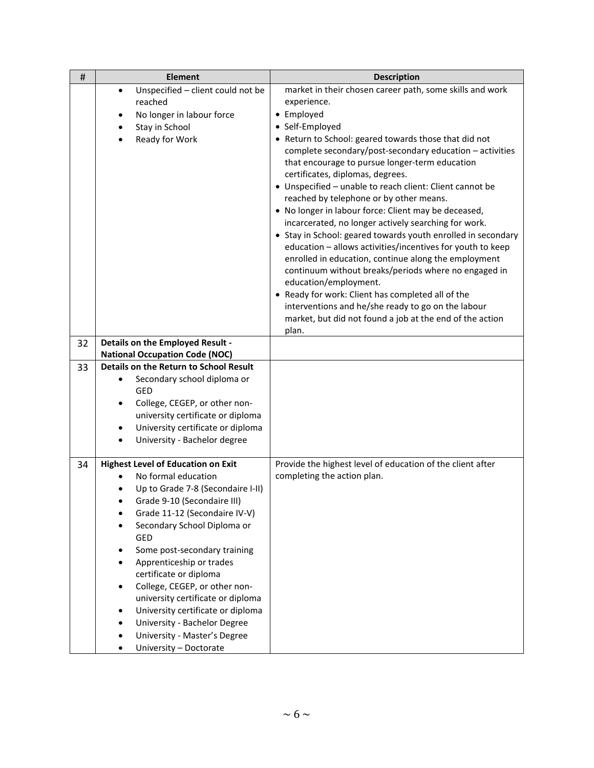| # | Element | Description |
|---|---|---|
| | • Unspecified – client could not be reached<br>• No longer in labour force<br>• Stay in School<br>• Ready for Work | market in their chosen career path, some skills and work experience.<br>• Employed<br>• Self-Employed<br>• Return to School: geared towards those that did not complete secondary/post-secondary education – activities that encourage to pursue longer-term education certificates, diplomas, degrees.<br>• Unspecified – unable to reach client: Client cannot be reached by telephone or by other means.<br>• No longer in labour force: Client may be deceased, incarcerated, no longer actively searching for work.<br>• Stay in School: geared towards youth enrolled in secondary education – allows activities/incentives for youth to keep enrolled in education, continue along the employment continuum without breaks/periods where no engaged in education/employment.<br>• Ready for work: Client has completed all of the interventions and he/she ready to go on the labour market, but did not found a job at the end of the action plan. |
| 32 | **Details on the Employed Result - National Occupation Code (NOC)** | |
| 33 | **Details on the Return to School Result**<br>• Secondary school diploma or GED<br>• College, CEGEP, or other non-university certificate or diploma<br>• University certificate or diploma<br>• University - Bachelor degree | |
| 34 | **Highest Level of Education on Exit**<br>• No formal education<br>• Up to Grade 7-8 (Secondaire I-II)<br>• Grade 9-10 (Secondaire III)<br>• Grade 11-12 (Secondaire IV-V)<br>• Secondary School Diploma or GED<br>• Some post-secondary training<br>• Apprenticeship or trades certificate or diploma<br>• College, CEGEP, or other non-university certificate or diploma<br>• University certificate or diploma<br>• University - Bachelor Degree<br>• University - Master's Degree<br>• University – Doctorate | Provide the highest level of education of the client after completing the action plan. |